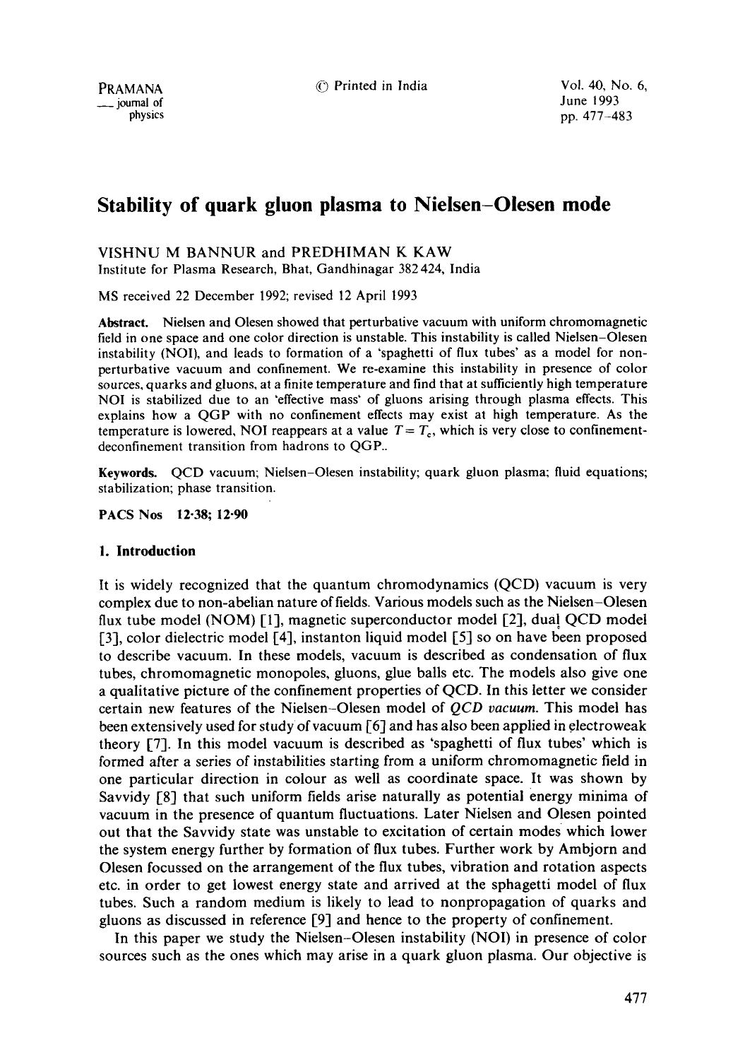# Stability of quark gluon plasma to Nielsen–Olesen mode

VISHNU M BANNUR and PREDHIMAN K KAW

Institute for Plasma Research, Bhat, Gandhinagar 382 424, India

MS received 22 December 1992; revised 12 April 1993

**Abstract.** Nielsen and Olesen showed that perturbative vacuum with uniform chromomagnetic field in one space and one color direction is unstable. This instability is called Nielsen–Olesen instability (NOI), and leads to formation of a 'spaghetti of flux tubes' as a model for non-perturbative vacuum and confinement. We re-examine this instability in presence of color sources, quarks and gluons, at a finite temperature and find that at sufficiently high temperature NOI is stabilized due to an 'effective mass' of gluons arising through plasma effects. This explains how a QGP with no confinement effects may exist at high temperature. As the temperature is lowered, NOI reappears at a value $T = T_c$, which is very close to confinement-deconfinement transition from hadrons to QGP..

**Keywords.** QCD vacuum; Nielsen–Olesen instability; quark gluon plasma; fluid equations; stabilization; phase transition.

**PACS Nos** 12·38; 12·90

## 1. Introduction

It is widely recognized that the quantum chromodynamics (QCD) vacuum is very complex due to non-abelian nature of fields. Various models such as the Nielsen–Olesen flux tube model (NOM) [1], magnetic superconductor model [2], dual QCD model [3], color dielectric model [4], instanton liquid model [5] so on have been proposed to describe vacuum. In these models, vacuum is described as condensation of flux tubes, chromomagnetic monopoles, gluons, glue balls etc. The models also give one a qualitative picture of the confinement properties of QCD. In this letter we consider certain new features of the Nielsen–Olesen model of *QCD vacuum*. This model has been extensively used for study of vacuum [6] and has also been applied in electroweak theory [7]. In this model vacuum is described as 'spaghetti of flux tubes' which is formed after a series of instabilities starting from a uniform chromomagnetic field in one particular direction in colour as well as coordinate space. It was shown by Savvidy [8] that such uniform fields arise naturally as potential energy minima of vacuum in the presence of quantum fluctuations. Later Nielsen and Olesen pointed out that the Savvidy state was unstable to excitation of certain modes which lower the system energy further by formation of flux tubes. Further work by Ambjorn and Olesen focussed on the arrangement of the flux tubes, vibration and rotation aspects etc. in order to get lowest energy state and arrived at the sphagetti model of flux tubes. Such a random medium is likely to lead to nonpropagation of quarks and gluons as discussed in reference [9] and hence to the property of confinement.

In this paper we study the Nielsen–Olesen instability (NOI) in presence of color sources such as the ones which may arise in a quark gluon plasma. Our objective is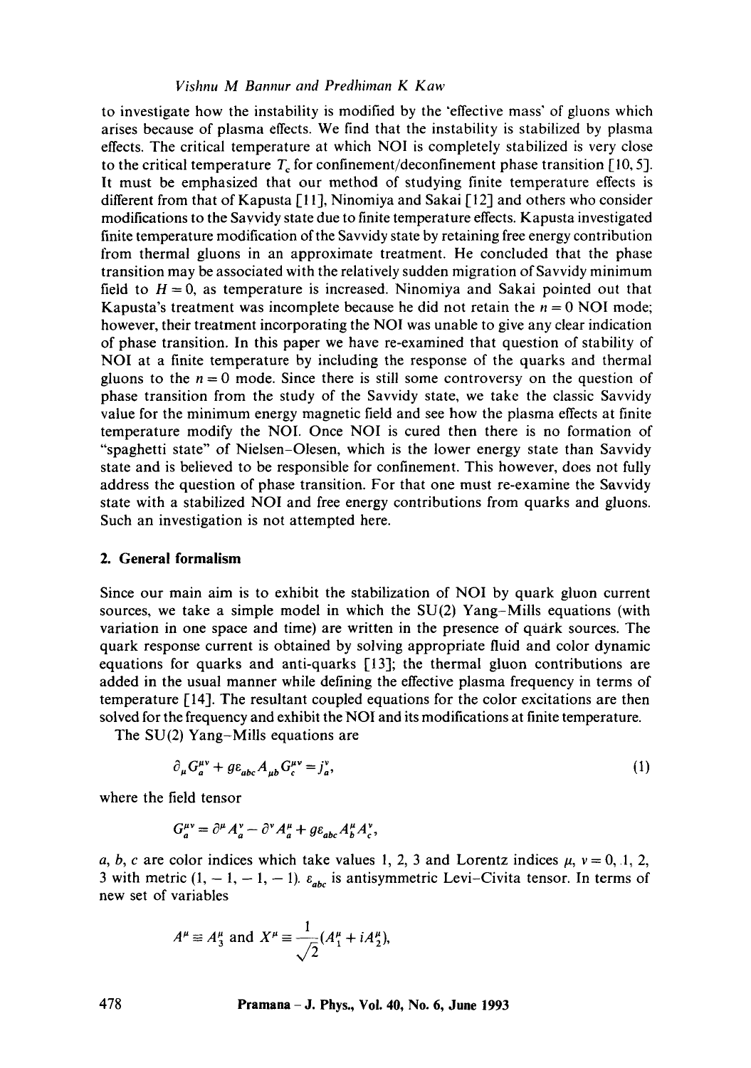to investigate how the instability is modified by the 'effective mass' of gluons which arises because of plasma effects. We find that the instability is stabilized by plasma effects. The critical temperature at which NOI is completely stabilized is very close to the critical temperature $T_c$ for confinement/deconfinement phase transition [10, 5]. It must be emphasized that our method of studying finite temperature effects is different from that of Kapusta [11], Ninomiya and Sakai [12] and others who consider modifications to the Savvidy state due to finite temperature effects. Kapusta investigated finite temperature modification of the Savvidy state by retaining free energy contribution from thermal gluons in an approximate treatment. He concluded that the phase transition may be associated with the relatively sudden migration of Savvidy minimum field to $H = 0$, as temperature is increased. Ninomiya and Sakai pointed out that Kapusta's treatment was incomplete because he did not retain the $n = 0$ NOI mode; however, their treatment incorporating the NOI was unable to give any clear indication of phase transition. In this paper we have re-examined that question of stability of NOI at a finite temperature by including the response of the quarks and thermal gluons to the $n = 0$ mode. Since there is still some controversy on the question of phase transition from the study of the Savvidy state, we take the classic Savvidy value for the minimum energy magnetic field and see how the plasma effects at finite temperature modify the NOI. Once NOI is cured then there is no formation of "spaghetti state" of Nielsen–Olesen, which is the lower energy state than Savvidy state and is believed to be responsible for confinement. This however, does not fully address the question of phase transition. For that one must re-examine the Savvidy state with a stabilized NOI and free energy contributions from quarks and gluons. Such an investigation is not attempted here.

## 2. General formalism

Since our main aim is to exhibit the stabilization of NOI by quark gluon current sources, we take a simple model in which the SU(2) Yang–Mills equations (with variation in one space and time) are written in the presence of quark sources. The quark response current is obtained by solving appropriate fluid and color dynamic equations for quarks and anti-quarks [13]; the thermal gluon contributions are added in the usual manner while defining the effective plasma frequency in terms of temperature [14]. The resultant coupled equations for the color excitations are then solved for the frequency and exhibit the NOI and its modifications at finite temperature.

The SU(2) Yang–Mills equations are

$$\partial_\mu G_a^{\mu\nu} + g\varepsilon_{abc} A_{\mu b} G_c^{\mu\nu} = j_a^\nu, \tag{1}$$

where the field tensor

$$G_a^{\mu\nu} = \partial^\mu A_a^\nu - \partial^\nu A_a^\mu + g\varepsilon_{abc} A_b^\mu A_c^\nu,$$

$a$, $b$, $c$ are color indices which take values 1, 2, 3 and Lorentz indices $\mu$, $\nu = 0, 1, 2, 3$ with metric $(1, -1, -1, -1)$. $\varepsilon_{abc}$ is antisymmetric Levi–Civita tensor. In terms of new set of variables

$$A^\mu \equiv A_3^\mu \text{ and } X^\mu \equiv \frac{1}{\sqrt{2}}(A_1^\mu + iA_2^\mu),$$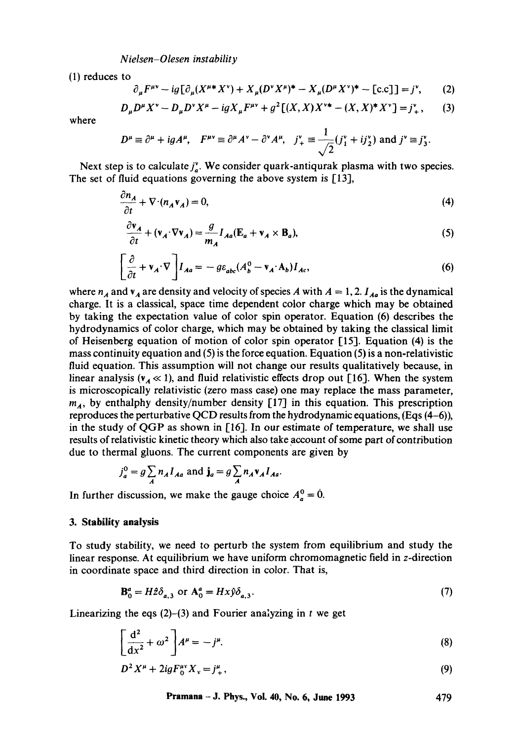(1) reduces to

$$\partial_\mu F^{\mu\nu} - ig[\partial_\mu(X^{\mu *}X^\nu) + X_\mu(D^\nu X^\mu)^* - X_\mu(D^\mu X^\nu)^* - [\text{c.c}]] = j^\nu, \tag{2}$$

$$D_\mu D^\mu X^\nu - D_\mu D^\nu X^\mu - igX_\mu F^{\mu\nu} + g^2[(X,X)X^{\nu *} - (X,X)^* X^\nu] = j_+^\nu, \tag{3}$$

where

$$D^\mu \equiv \partial^\mu + igA^\mu, \quad F^{\mu\nu} \equiv \partial^\mu A^\nu - \partial^\nu A^\mu, \quad j_+^\nu \equiv \frac{1}{\sqrt{2}}(j_1^\nu + ij_2^\nu) \text{ and } j^\nu \equiv j_3^\nu.$$

Next step is to calculate $j_a^\nu$. We consider quark-antiqurak plasma with two species. The set of fluid equations governing the above system is [13],

$$\frac{\partial n_A}{\partial t} + \nabla\cdot(n_A \mathbf{v}_A) = 0, \tag{4}$$

$$\frac{\partial \mathbf{v}_A}{\partial t} + (\mathbf{v}_A\cdot\nabla\mathbf{v}_A) = \frac{g}{m_A} I_{Aa}(\mathbf{E}_a + \mathbf{v}_A \times \mathbf{B}_a), \tag{5}$$

$$\left[\frac{\partial}{\partial t} + \mathbf{v}_A\cdot\nabla\right] I_{Aa} = -g\varepsilon_{abc}(A_b^0 - \mathbf{v}_A\cdot\mathbf{A}_b)I_{Ac}, \tag{6}$$

where $n_A$ and $\mathbf{v}_A$ are density and velocity of species $A$ with $A = 1, 2$. $I_{Aa}$ is the dynamical charge. It is a classical, space time dependent color charge which may be obtained by taking the expectation value of color spin operator. Equation (6) describes the hydrodynamics of color charge, which may be obtained by taking the classical limit of Heisenberg equation of motion of color spin operator [15]. Equation (4) is the mass continuity equation and (5) is the force equation. Equation (5) is a non-relativistic fluid equation. This assumption will not change our results qualitatively because, in linear analysis ($\mathbf{v}_A \ll 1$), and fluid relativistic effects drop out [16]. When the system is microscopically relativistic (zero mass case) one may replace the mass parameter, $m_A$, by enthalphy density/number density [17] in this equation. This prescription reproduces the perturbative QCD results from the hydrodynamic equations, (Eqs (4–6)), in the study of QGP as shown in [16]. In our estimate of temperature, we shall use results of relativistic kinetic theory which also take account of some part of contribution due to thermal gluons. The current components are given by

$$j_a^0 = g\sum_A n_A I_{Aa} \text{ and } \mathbf{j}_a = g\sum_A n_A \mathbf{v}_A I_{Aa}.$$

In further discussion, we make the gauge choice $A_a^0 = 0$.

## 3. Stability analysis

To study stability, we need to perturb the system from equilibrium and study the linear response. At equilibrium we have uniform chromomagnetic field in $z$-direction in coordinate space and third direction in color. That is,

$$\mathbf{B}_0^a = H\hat{z}\delta_{a,3} \text{ or } \mathbf{A}_0^a = Hx\hat{y}\delta_{a,3}. \tag{7}$$

Linearizing the eqs (2)–(3) and Fourier analyzing in $t$ we get

$$\left[\frac{d^2}{dx^2} + \omega^2\right] A^\mu = -j^\mu. \tag{8}$$

$$D^2 X^\mu + 2igF_0^{\mu\nu} X_\nu = j_+^\mu, \tag{9}$$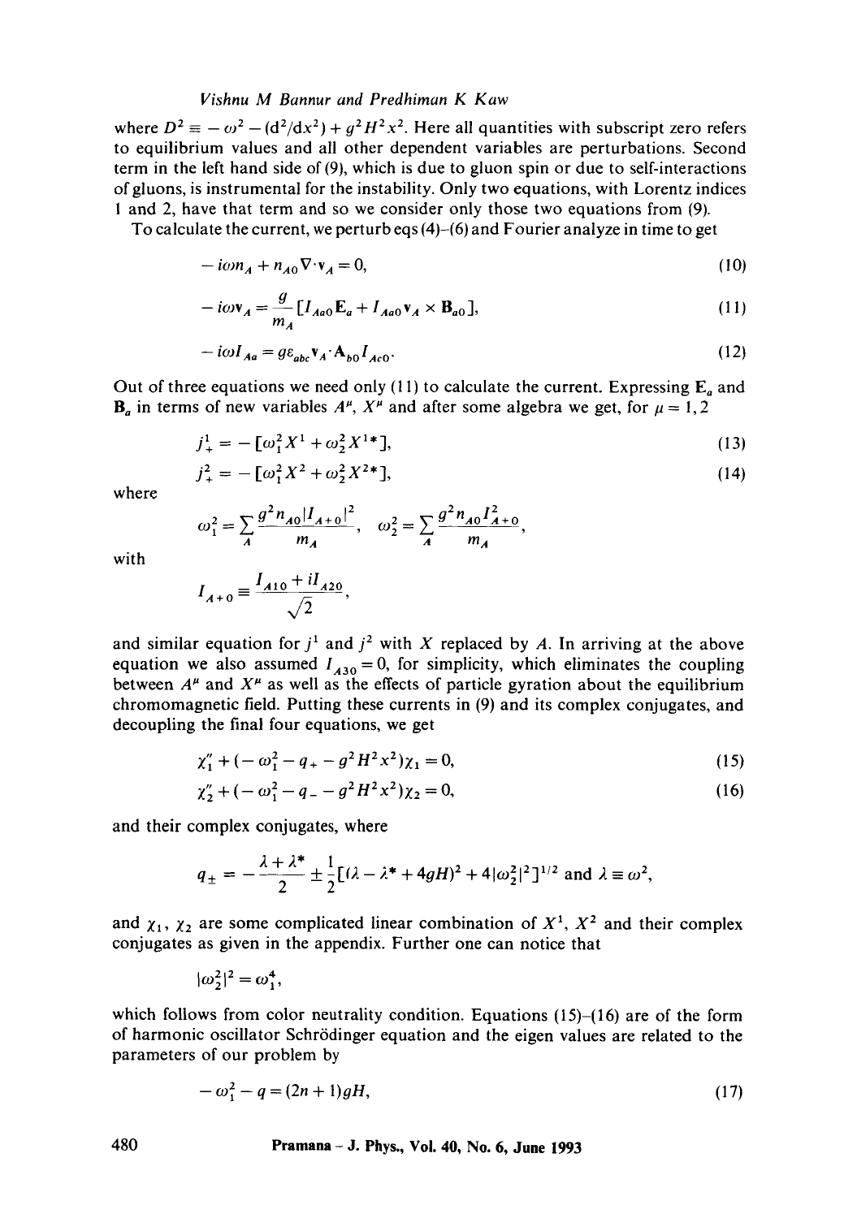where $D^2 \equiv -\omega^2 - (d^2/dx^2) + g^2 H^2 x^2$. Here all quantities with subscript zero refers to equilibrium values and all other dependent variables are perturbations. Second term in the left hand side of (9), which is due to gluon spin or due to self-interactions of gluons, is instrumental for the instability. Only two equations, with Lorentz indices 1 and 2, have that term and so we consider only those two equations from (9).

To calculate the current, we perturb eqs (4)–(6) and Fourier analyze in time to get

$$-i\omega n_A + n_{A0}\nabla\cdot\mathbf{v}_A = 0, \tag{10}$$

$$-i\omega\mathbf{v}_A = \frac{g}{m_A}[I_{Aa0}\mathbf{E}_a + I_{Aa0}\mathbf{v}_A \times \mathbf{B}_{a0}], \tag{11}$$

$$-i\omega I_{Aa} = g\varepsilon_{abc}\mathbf{v}_A\cdot\mathbf{A}_{b0}I_{Ac0}. \tag{12}$$

Out of three equations we need only (11) to calculate the current. Expressing $\mathbf{E}_a$ and $\mathbf{B}_a$ in terms of new variables $A^\mu$, $X^\mu$ and after some algebra we get, for $\mu = 1, 2$

$$j^1_+ = -[\omega_1^2 X^1 + \omega_2^2 X^{1*}], \tag{13}$$

$$j^2_+ = -[\omega_1^2 X^2 + \omega_2^2 X^{2*}], \tag{14}$$

where

$$\omega_1^2 = \sum_A \frac{g^2 n_{A0}|I_{A+0}|^2}{m_A}, \quad \omega_2^2 = \sum_A \frac{g^2 n_{A0} I_{A+0}^2}{m_A},$$

with

$$I_{A+0} \equiv \frac{I_{A10} + iI_{A20}}{\sqrt{2}},$$

and similar equation for $j^1$ and $j^2$ with $X$ replaced by $A$. In arriving at the above equation we also assumed $I_{A30} = 0$, for simplicity, which eliminates the coupling between $A^\mu$ and $X^\mu$ as well as the effects of particle gyration about the equilibrium chromomagnetic field. Putting these currents in (9) and its complex conjugates, and decoupling the final four equations, we get

$$\chi_1'' + (-\omega_1^2 - q_+ - g^2H^2x^2)\chi_1 = 0, \tag{15}$$

$$\chi_2'' + (-\omega_1^2 - q_- - g^2H^2x^2)\chi_2 = 0, \tag{16}$$

and their complex conjugates, where

$$q_\pm = -\frac{\lambda + \lambda^*}{2} \pm \frac{1}{2}[(\lambda - \lambda^* + 4gH)^2 + 4|\omega_2^2|^2]^{1/2} \text{ and } \lambda \equiv \omega^2,$$

and $\chi_1$, $\chi_2$ are some complicated linear combination of $X^1$, $X^2$ and their complex conjugates as given in the appendix. Further one can notice that

$$|\omega_2^2|^2 = \omega_1^4,$$

which follows from color neutrality condition. Equations (15)–(16) are of the form of harmonic oscillator Schrödinger equation and the eigen values are related to the parameters of our problem by

$$-\omega_1^2 - q = (2n+1)gH, \tag{17}$$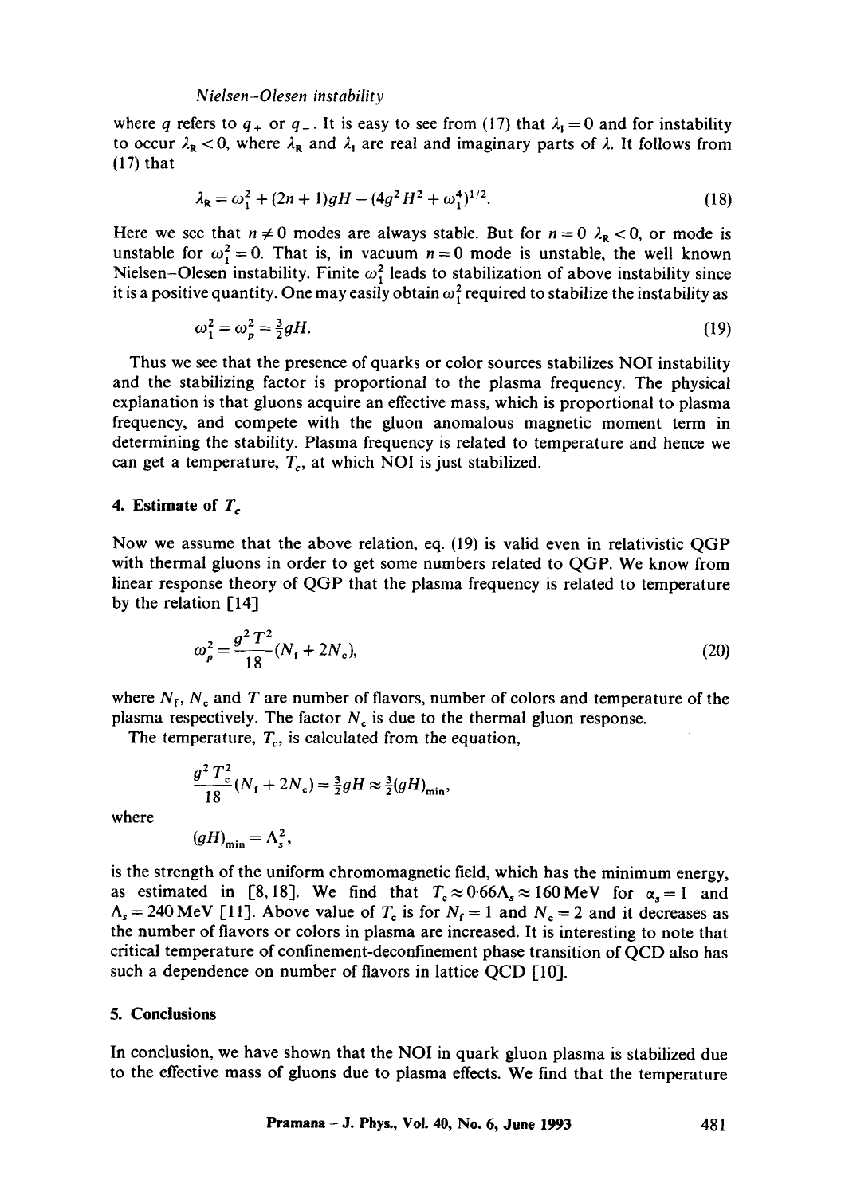where $q$ refers to $q_+$ or $q_-$. It is easy to see from (17) that $\lambda_I = 0$ and for instability to occur $\lambda_R < 0$, where $\lambda_R$ and $\lambda_I$ are real and imaginary parts of $\lambda$. It follows from (17) that

$$\lambda_R = \omega_1^2 + (2n+1)gH - (4g^2H^2 + \omega_1^4)^{1/2}. \tag{18}$$

Here we see that $n \neq 0$ modes are always stable. But for $n = 0$ $\lambda_R < 0$, or mode is unstable for $\omega_1^2 = 0$. That is, in vacuum $n = 0$ mode is unstable, the well known Nielsen–Olesen instability. Finite $\omega_1^2$ leads to stabilization of above instability since it is a positive quantity. One may easily obtain $\omega_1^2$ required to stabilize the instability as

$$\omega_1^2 = \omega_p^2 = \tfrac{3}{2}gH. \tag{19}$$

Thus we see that the presence of quarks or color sources stabilizes NOI instability and the stabilizing factor is proportional to the plasma frequency. The physical explanation is that gluons acquire an effective mass, which is proportional to plasma frequency, and compete with the gluon anomalous magnetic moment term in determining the stability. Plasma frequency is related to temperature and hence we can get a temperature, $T_c$, at which NOI is just stabilized.

## 4. Estimate of $T_c$

Now we assume that the above relation, eq. (19) is valid even in relativistic QGP with thermal gluons in order to get some numbers related to QGP. We know from linear response theory of QGP that the plasma frequency is related to temperature by the relation [14]

$$\omega_p^2 = \frac{g^2T^2}{18}(N_f + 2N_c), \tag{20}$$

where $N_f$, $N_c$ and $T$ are number of flavors, number of colors and temperature of the plasma respectively. The factor $N_c$ is due to the thermal gluon response.

The temperature, $T_c$, is calculated from the equation,

$$\frac{g^2T_c^2}{18}(N_f + 2N_c) = \tfrac{3}{2}gH \approx \tfrac{3}{2}(gH)_{\min},$$

where

$$(gH)_{\min} = \Lambda_s^2,$$

is the strength of the uniform chromomagnetic field, which has the minimum energy, as estimated in [8, 18]. We find that $T_c \approx 0{\cdot}66\Lambda_s \approx 160\,\text{MeV}$ for $\alpha_s = 1$ and $\Lambda_s = 240\,\text{MeV}$ [11]. Above value of $T_c$ is for $N_f = 1$ and $N_c = 2$ and it decreases as the number of flavors or colors in plasma are increased. It is interesting to note that critical temperature of confinement-deconfinement phase transition of QCD also has such a dependence on number of flavors in lattice QCD [10].

## 5. Conclusions

In conclusion, we have shown that the NOI in quark gluon plasma is stabilized due to the effective mass of gluons due to plasma effects. We find that the temperature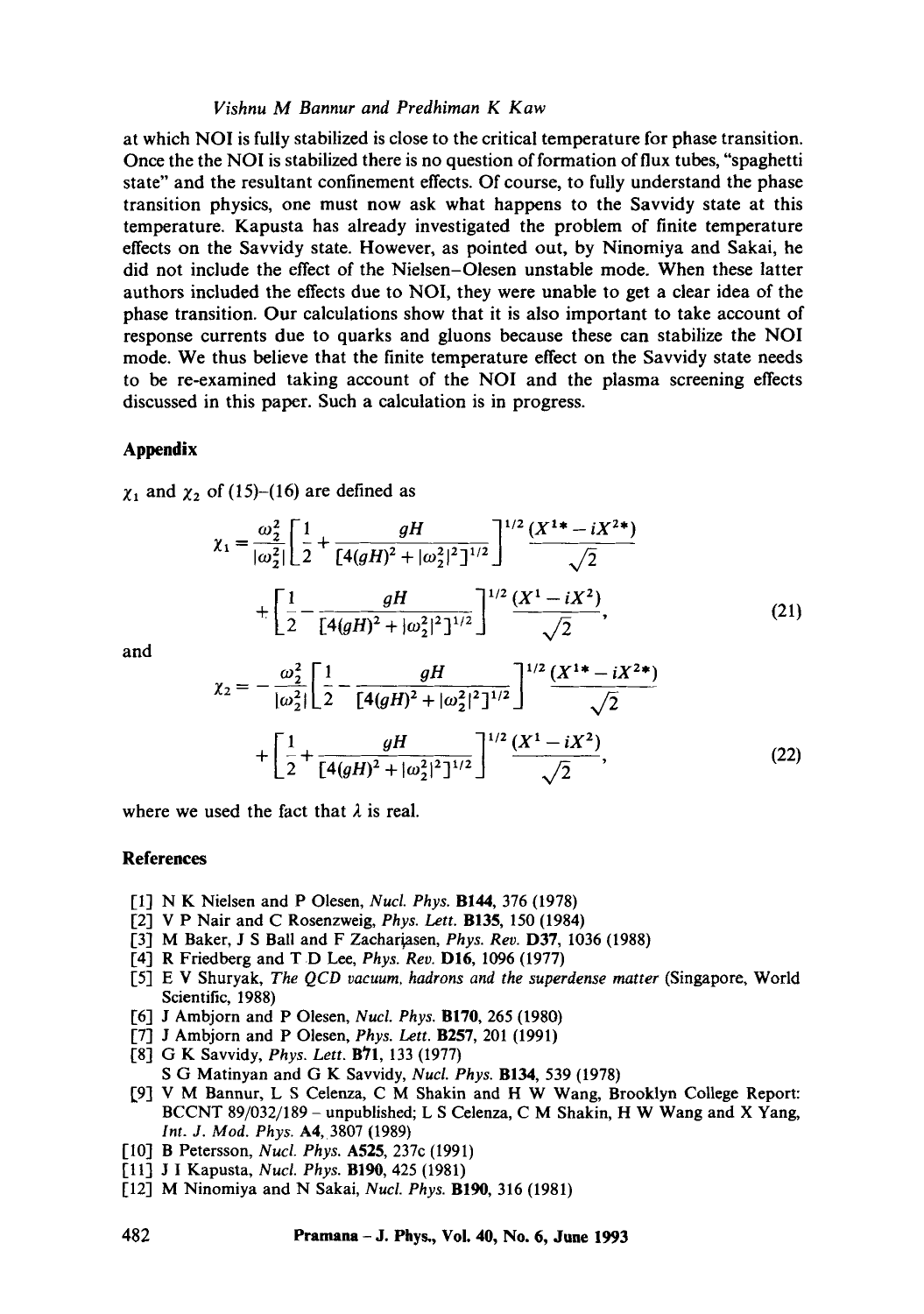at which NOI is fully stabilized is close to the critical temperature for phase transition. Once the the NOI is stabilized there is no question of formation of flux tubes, "spaghetti state" and the resultant confinement effects. Of course, to fully understand the phase transition physics, one must now ask what happens to the Savvidy state at this temperature. Kapusta has already investigated the problem of finite temperature effects on the Savvidy state. However, as pointed out, by Ninomiya and Sakai, he did not include the effect of the Nielsen–Olesen unstable mode. When these latter authors included the effects due to NOI, they were unable to get a clear idea of the phase transition. Our calculations show that it is also important to take account of response currents due to quarks and gluons because these can stabilize the NOI mode. We thus believe that the finite temperature effect on the Savvidy state needs to be re-examined taking account of the NOI and the plasma screening effects discussed in this paper. Such a calculation is in progress.

## Appendix

$\chi_1$ and $\chi_2$ of (15)–(16) are defined as

$$\chi_1 = \frac{\omega_2^2}{|\omega_2^2|}\left[\frac{1}{2} + \frac{gH}{[4(gH)^2 + |\omega_2^2|^2]^{1/2}}\right]^{1/2} \frac{(X^{1*} - iX^{2*})}{\sqrt{2}} + \left[\frac{1}{2} - \frac{gH}{[4(gH)^2 + |\omega_2^2|^2]^{1/2}}\right]^{1/2} \frac{(X^1 - iX^2)}{\sqrt{2}}, \tag{21}$$

and

$$\chi_2 = -\frac{\omega_2^2}{|\omega_2^2|}\left[\frac{1}{2} - \frac{gH}{[4(gH)^2 + |\omega_2^2|^2]^{1/2}}\right]^{1/2} \frac{(X^{1*} - iX^{2*})}{\sqrt{2}} + \left[\frac{1}{2} + \frac{gH}{[4(gH)^2 + |\omega_2^2|^2]^{1/2}}\right]^{1/2} \frac{(X^1 - iX^2)}{\sqrt{2}}, \tag{22}$$

where we used the fact that $\lambda$ is real.

## References

[1] N K Nielsen and P Olesen, *Nucl. Phys.* **B144**, 376 (1978)

[2] V P Nair and C Rosenzweig, *Phys. Lett.* **B135**, 150 (1984)

[3] M Baker, J S Ball and F Zachariasen, *Phys. Rev.* **D37**, 1036 (1988)

[4] R Friedberg and T D Lee, *Phys. Rev.* **D16**, 1096 (1977)

[5] E V Shuryak, *The QCD vacuum, hadrons and the superdense matter* (Singapore, World Scientific, 1988)

[6] J Ambjorn and P Olesen, *Nucl. Phys.* **B170**, 265 (1980)

[7] J Ambjorn and P Olesen, *Phys. Lett.* **B257**, 201 (1991)

[8] G K Savvidy, *Phys. Lett.* **B71**, 133 (1977)
S G Matinyan and G K Savvidy, *Nucl. Phys.* **B134**, 539 (1978)

[9] V M Bannur, L S Celenza, C M Shakin and H W Wang, Brooklyn College Report: BCCNT 89/032/189 – unpublished; L S Celenza, C M Shakin, H W Wang and X Yang, *Int. J. Mod. Phys.* **A4**, 3807 (1989)

[10] B Petersson, *Nucl. Phys.* **A525**, 237c (1991)

[11] J I Kapusta, *Nucl. Phys.* **B190**, 425 (1981)

[12] M Ninomiya and N Sakai, *Nucl. Phys.* **B190**, 316 (1981)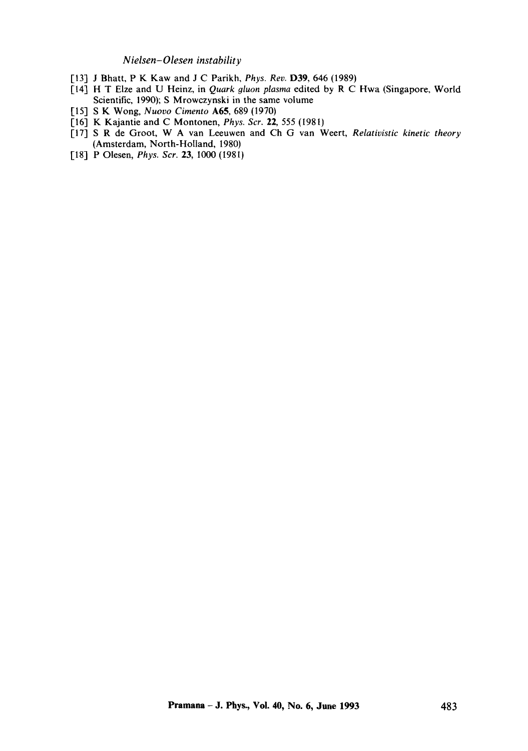[13] J Bhatt, P K Kaw and J C Parikh, *Phys. Rev.* **D39**, 646 (1989)

[14] H T Elze and U Heinz, in *Quark gluon plasma* edited by R C Hwa (Singapore, World Scientific, 1990); S Mrowczynski in the same volume

[15] S K Wong, *Nuovo Cimento* **A65**, 689 (1970)

[16] K Kajantie and C Montonen, *Phys. Scr.* **22**, 555 (1981)

[17] S R de Groot, W A van Leeuwen and Ch G van Weert, *Relativistic kinetic theory* (Amsterdam, North-Holland, 1980)

[18] P Olesen, *Phys. Scr.* **23**, 1000 (1981)